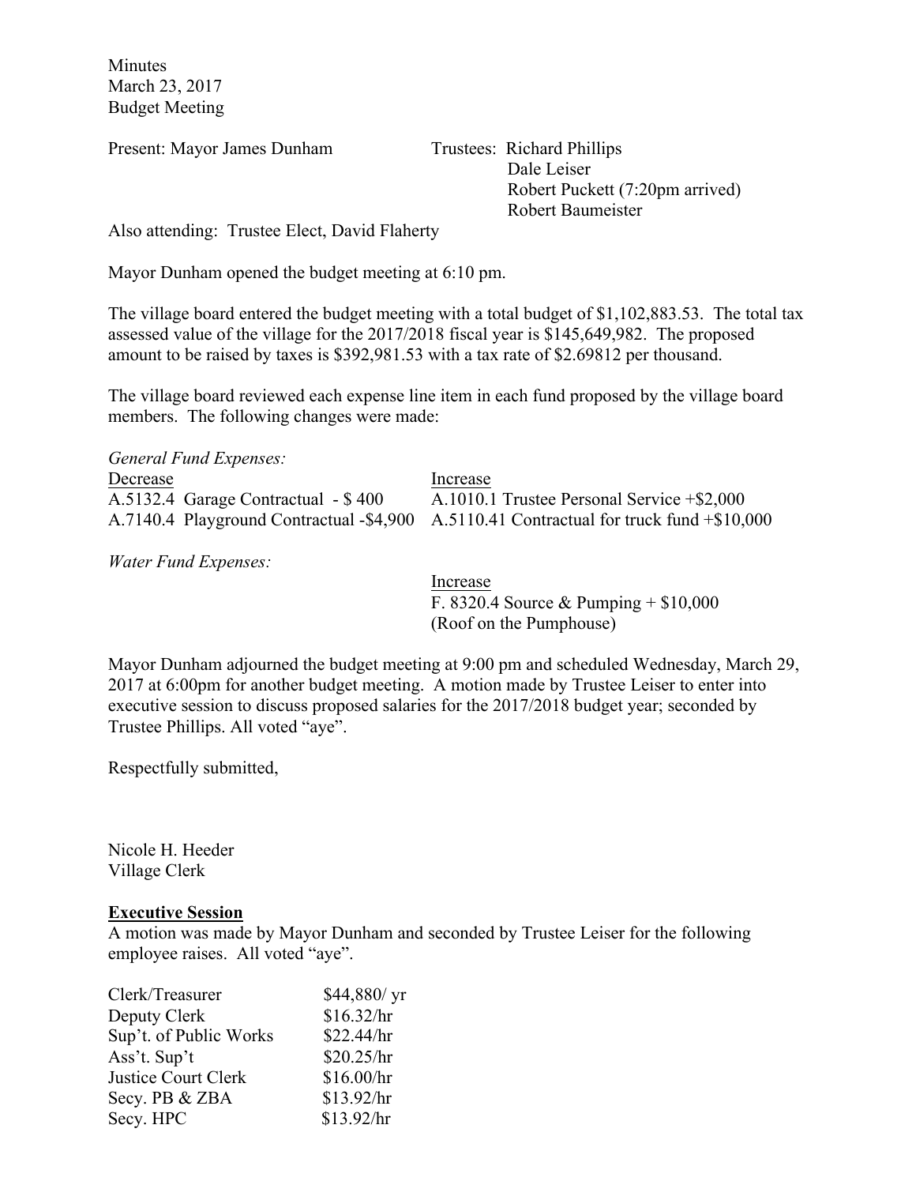Minutes
March 23, 2017
Budget Meeting

Present: Mayor James Dunham

Trustees: Richard Phillips
Dale Leiser
Robert Puckett (7:20pm arrived)
Robert Baumeister

Also attending: Trustee Elect, David Flaherty

Mayor Dunham opened the budget meeting at 6:10 pm.

The village board entered the budget meeting with a total budget of $1,102,883.53. The total tax assessed value of the village for the 2017/2018 fiscal year is $145,649,982. The proposed amount to be raised by taxes is $392,981.53 with a tax rate of $2.69812 per thousand.

The village board reviewed each expense line item in each fund proposed by the village board members. The following changes were made:

*General Fund Expenses:*

| Decrease | Increase |
|---|---|
| A.5132.4 Garage Contractual - $ 400 | A.1010.1 Trustee Personal Service +$2,000 |
| A.7140.4 Playground Contractual -$4,900 | A.5110.41 Contractual for truck fund +$10,000 |

*Water Fund Expenses:*

| | Increase |
|---|---|
| | F. 8320.4 Source & Pumping + $10,000 (Roof on the Pumphouse) |

Mayor Dunham adjourned the budget meeting at 9:00 pm and scheduled Wednesday, March 29, 2017 at 6:00pm for another budget meeting. A motion made by Trustee Leiser to enter into executive session to discuss proposed salaries for the 2017/2018 budget year; seconded by Trustee Phillips. All voted "aye".

Respectfully submitted,

Nicole H. Heeder
Village Clerk

**Executive Session**

A motion was made by Mayor Dunham and seconded by Trustee Leiser for the following employee raises. All voted "aye".

| Position | Rate |
|---|---|
| Clerk/Treasurer | $44,880/ yr |
| Deputy Clerk | $16.32/hr |
| Sup't. of Public Works | $22.44/hr |
| Ass't. Sup't | $20.25/hr |
| Justice Court Clerk | $16.00/hr |
| Secy. PB & ZBA | $13.92/hr |
| Secy. HPC | $13.92/hr |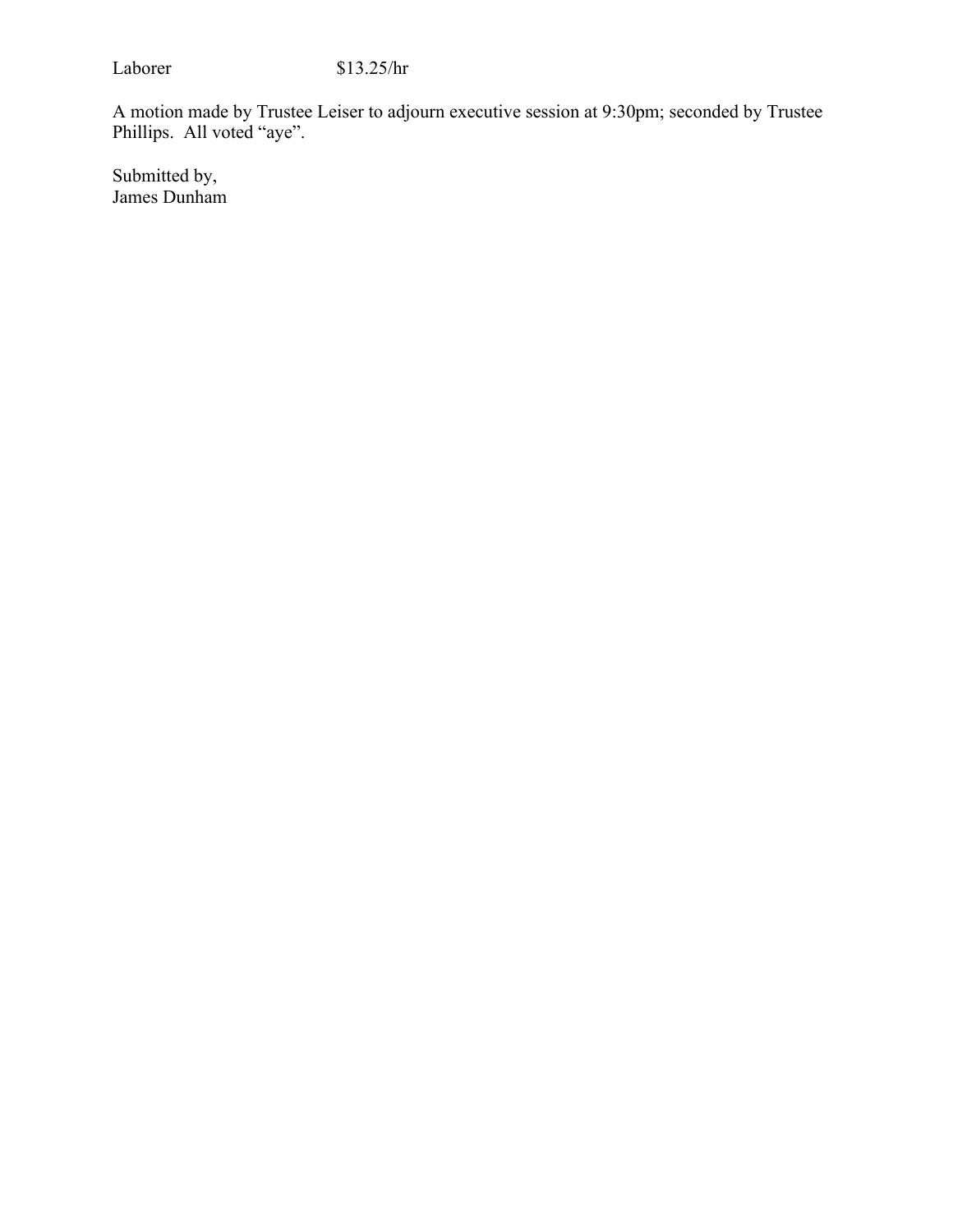| | |
|---|---|
| Laborer | $13.25/hr |

A motion made by Trustee Leiser to adjourn executive session at 9:30pm; seconded by Trustee Phillips. All voted "aye".

Submitted by,
James Dunham